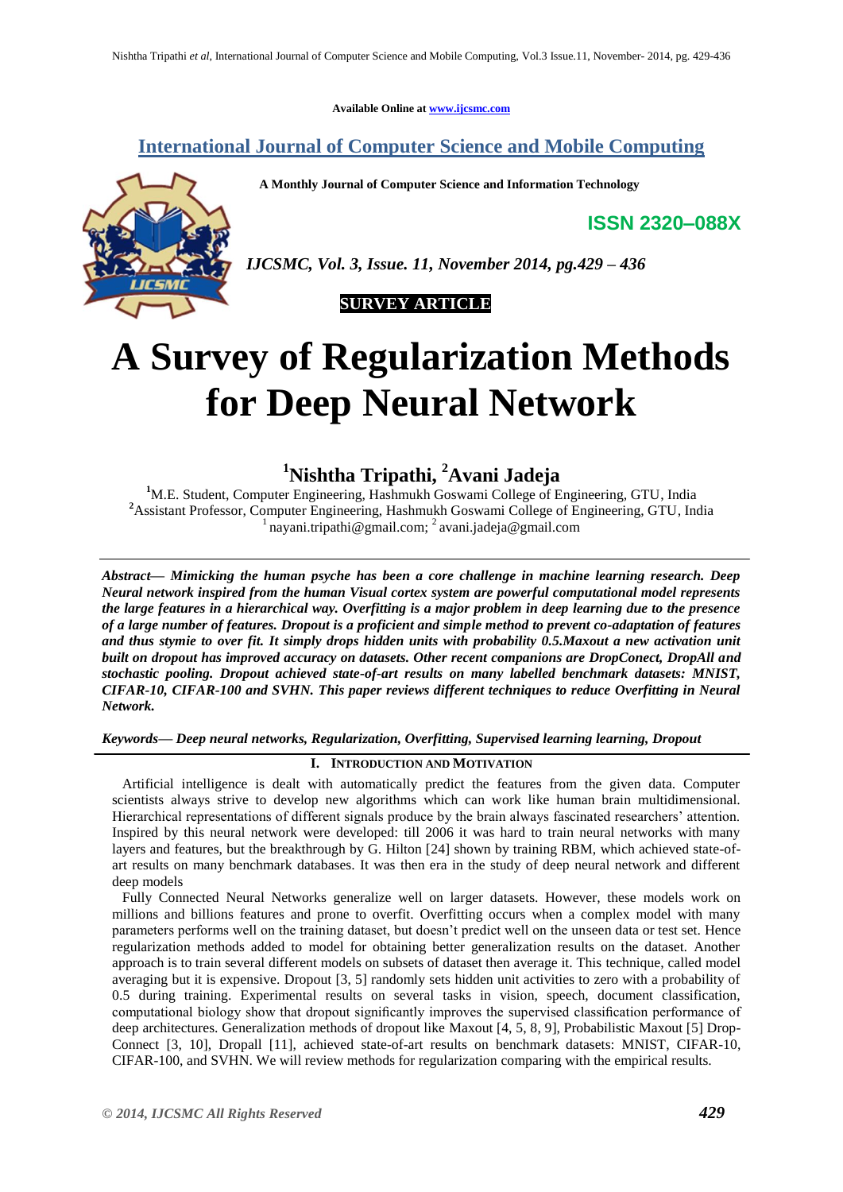Available Online at www.ijcsmc.com

# International Journal of Computer Science and Mobile Computing

**A Monthly Journal of Computer Science and Information Technology**

**ISSN 2320–088X**

***IJCSMC, Vol. 3, Issue. 11, November 2014, pg.429 – 436***

**SURVEY ARTICLE**

# A Survey of Regularization Methods for Deep Neural Network

## [1]Nishtha Tripathi, [2]Avani Jadeja

[1]M.E. Student, Computer Engineering, Hashmukh Goswami College of Engineering, GTU, India
[2]Assistant Professor, Computer Engineering, Hashmukh Goswami College of Engineering, GTU, India
[1] nayani.tripathi@gmail.com; [2] avani.jadeja@gmail.com

***Abstract— Mimicking the human psyche has been a core challenge in machine learning research. Deep Neural network inspired from the human Visual cortex system are powerful computational model represents the large features in a hierarchical way. Overfitting is a major problem in deep learning due to the presence of a large number of features. Dropout is a proficient and simple method to prevent co-adaptation of features and thus stymie to over fit. It simply drops hidden units with probability 0.5.Maxout a new activation unit built on dropout has improved accuracy on datasets. Other recent companions are DropConect, DropAll and stochastic pooling. Dropout achieved state-of-art results on many labelled benchmark datasets: MNIST, CIFAR-10, CIFAR-100 and SVHN. This paper reviews different techniques to reduce Overfitting in Neural Network.***

***Keywords— Deep neural networks, Regularization, Overfitting, Supervised learning learning, Dropout***

## I. Introduction and Motivation

Artificial intelligence is dealt with automatically predict the features from the given data. Computer scientists always strive to develop new algorithms which can work like human brain multidimensional. Hierarchical representations of different signals produce by the brain always fascinated researchers' attention. Inspired by this neural network were developed: till 2006 it was hard to train neural networks with many layers and features, but the breakthrough by G. Hilton [24] shown by training RBM, which achieved state-of-art results on many benchmark databases. It was then era in the study of deep neural network and different deep models

Fully Connected Neural Networks generalize well on larger datasets. However, these models work on millions and billions features and prone to overfit. Overfitting occurs when a complex model with many parameters performs well on the training dataset, but doesn't predict well on the unseen data or test set. Hence regularization methods added to model for obtaining better generalization results on the dataset. Another approach is to train several different models on subsets of dataset then average it. This technique, called model averaging but it is expensive. Dropout [3, 5] randomly sets hidden unit activities to zero with a probability of 0.5 during training. Experimental results on several tasks in vision, speech, document classification, computational biology show that dropout significantly improves the supervised classification performance of deep architectures. Generalization methods of dropout like Maxout [4, 5, 8, 9], Probabilistic Maxout [5] Drop-Connect [3, 10], Dropall [11], achieved state-of-art results on benchmark datasets: MNIST, CIFAR-10, CIFAR-100, and SVHN. We will review methods for regularization comparing with the empirical results.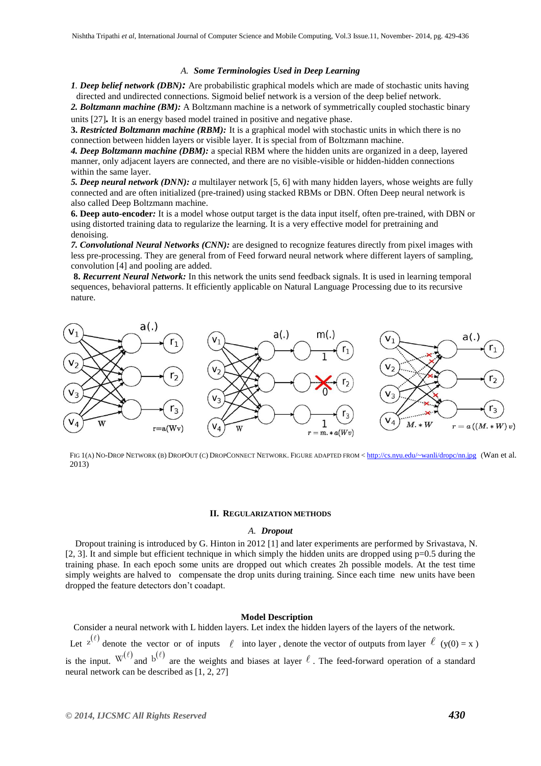### A. *Some Terminologies Used in Deep Learning*

***1. Deep belief network (DBN):*** Are probabilistic graphical models which are made of stochastic units having directed and undirected connections. Sigmoid belief network is a version of the deep belief network.

***2. Boltzmann machine (BM):*** A Boltzmann machine is a network of symmetrically coupled stochastic binary units [27]**.** It is an energy based model trained in positive and negative phase.

**3.** ***Restricted Boltzmann machine (RBM):*** It is a graphical model with stochastic units in which there is no connection between hidden layers or visible layer. It is special from of Boltzmann machine.

***4. Deep Boltzmann machine (DBM):*** a special RBM where the hidden units are organized in a deep, layered manner, only adjacent layers are connected, and there are no visible-visible or hidden-hidden connections within the same layer.

***5. Deep neural network (DNN):*** *a* multilayer network [5, 6] with many hidden layers, whose weights are fully connected and are often initialized (pre-trained) using stacked RBMs or DBN. Often Deep neural network is also called Deep Boltzmann machine.

**6. Deep auto-encoder*:*** It is a model whose output target is the data input itself, often pre-trained, with DBN or using distorted training data to regularize the learning. It is a very effective model for pretraining and denoising.

***7. Convolutional Neural Networks (CNN):*** are designed to recognize features directly from pixel images with less pre-processing. They are general from of Feed forward neural network where different layers of sampling, convolution [4] and pooling are added.

**8.** ***Recurrent Neural Network:*** In this network the units send feedback signals. It is used in learning temporal sequences, behavioral patterns. It efficiently applicable on Natural Language Processing due to its recursive nature.

FIG 1(A) NO-DROP NETWORK (B) DROPOUT (C) DROPCONNECT NETWORK. FIGURE ADAPTED FROM < http://cs.nyu.edu/~wanli/dropc/nn.jpg (Wan et al. 2013)

## II. REGULARIZATION METHODS

### A. *Dropout*

Dropout training is introduced by G. Hinton in 2012 [1] and later experiments are performed by Srivastava, N. [2, 3]. It and simple but efficient technique in which simply the hidden units are dropped using p=0.5 during the training phase. In each epoch some units are dropped out which creates 2h possible models. At the test time simply weights are halved to compensate the drop units during training. Since each time new units have been dropped the feature detectors don't coadapt.

**Model Description**

Consider a neural network with L hidden layers. Let index the hidden layers of the layers of the network. Let $z^{(\ell)}$ denote the vector or of inputs $\ell$ into layer , denote the vector of outputs from layer $\ell$ (y(0) = x ) is the input. $W^{(\ell)}$ and $b^{(\ell)}$ are the weights and biases at layer $\ell$. The feed-forward operation of a standard neural network can be described as [1, 2, 27]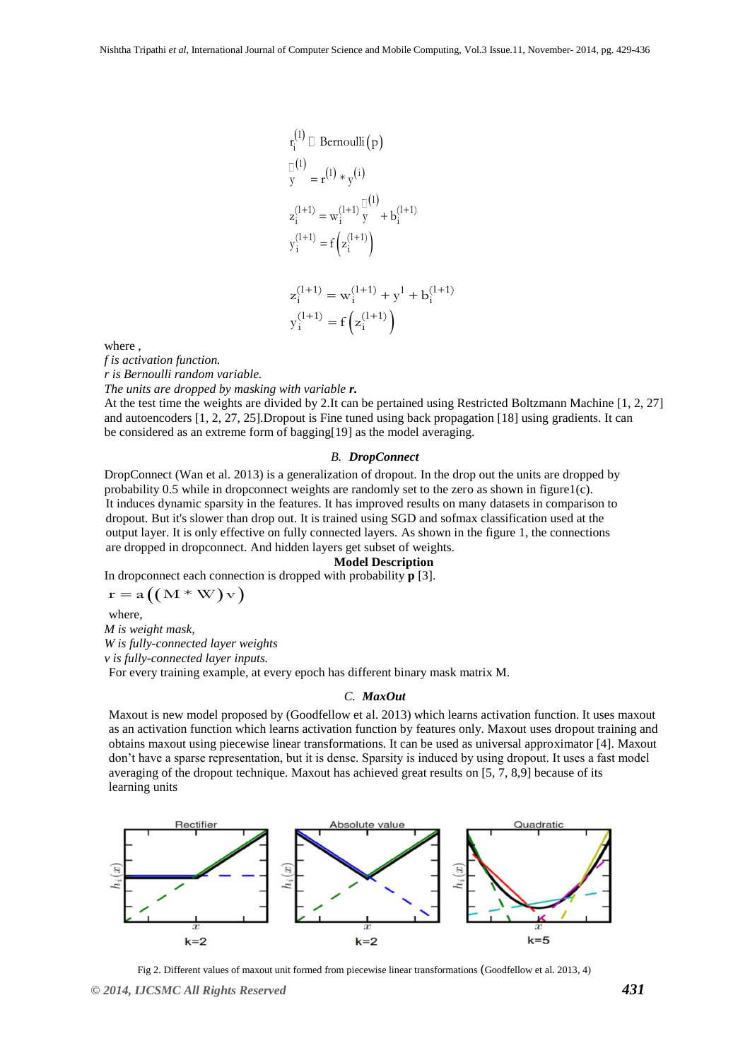$$r_i^{(l)} \sim \text{Bernoulli}(p)$$

$$\tilde{y}^{(l)} = r^{(l)} * y^{(i)}$$

$$z_i^{(l+1)} = w_i^{(l+1)} \tilde{y}^{(l)} + b_i^{(l+1)}$$

$$y_i^{(l+1)} = f\left(z_i^{(l+1)}\right)$$

$$z_i^{(l+1)} = w_i^{(l+1)} + y^l + b_i^{(l+1)}$$

$$y_i^{(l+1)} = f\left(z_i^{(l+1)}\right)$$

where ,

*f is activation function.*

*r is Bernoulli random variable.*

*The units are dropped by masking with variable* ***r.***

At the test time the weights are divided by 2.It can be pertained using Restricted Boltzmann Machine [1, 2, 27] and autoencoders [1, 2, 27, 25].Dropout is Fine tuned using back propagation [18] using gradients. It can be considered as an extreme form of bagging[19] as the model averaging.

### B. *DropConnect*

DropConnect (Wan et al. 2013) is a generalization of dropout. In the drop out the units are dropped by probability 0.5 while in dropconnect weights are randomly set to the zero as shown in figure1(c). It induces dynamic sparsity in the features. It has improved results on many datasets in comparison to dropout. But it's slower than drop out. It is trained using SGD and sofmax classification used at the output layer. It is only effective on fully connected layers. As shown in the figure 1, the connections are dropped in dropconnect. And hidden layers get subset of weights.

**Model Description**

In dropconnect each connection is dropped with probability **p** [3].

$$r = a\left(\left(M * W\right)v\right)$$

where,

*M is weight mask,*

*W is fully-connected layer weights*

*v is fully-connected layer inputs.*

For every training example, at every epoch has different binary mask matrix M.

### C. *MaxOut*

Maxout is new model proposed by (Goodfellow et al. 2013) which learns activation function. It uses maxout as an activation function which learns activation function by features only. Maxout uses dropout training and obtains maxout using piecewise linear transformations. It can be used as universal approximator [4]. Maxout don't have a sparse representation, but it is dense. Sparsity is induced by using dropout. It uses a fast model averaging of the dropout technique. Maxout has achieved great results on [5, 7, 8,9] because of its learning units

Fig 2. Different values of maxout unit formed from piecewise linear transformations (Goodfellow et al. 2013, 4)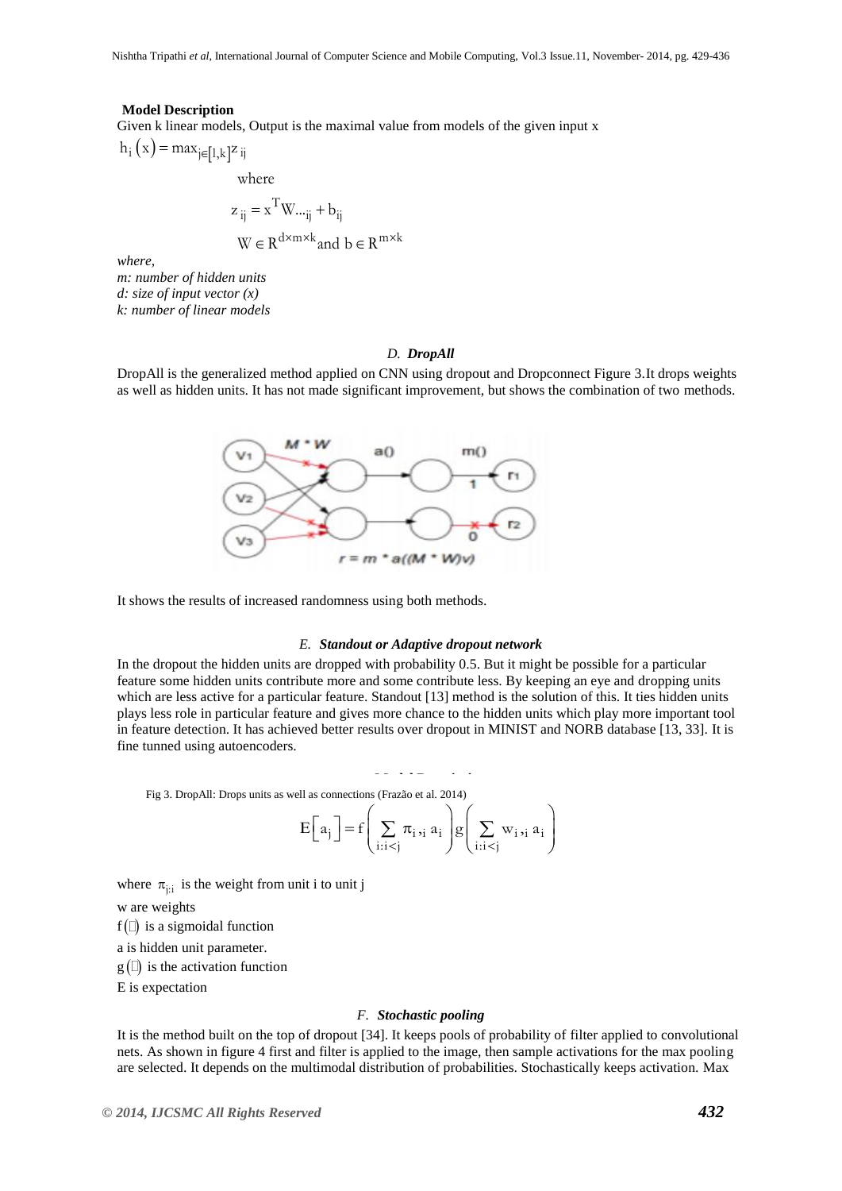**Model Description**

Given k linear models, Output is the maximal value from models of the given input x

$$h_i(x) = \max_{j\in[1,k]} z_{ij}$$

where

$$z_{ij} = x^T W_{\dots ij} + b_{ij}$$

$$W \in R^{d\times m\times k} \text{ and } b \in R^{m\times k}$$

*where,*

*m: number of hidden units*

*d: size of input vector (x)*

*k: number of linear models*

### D. *DropAll*

DropAll is the generalized method applied on CNN using dropout and Dropconnect Figure 3.It drops weights as well as hidden units. It has not made significant improvement, but shows the combination of two methods.

It shows the results of increased randomness using both methods.

### E. *Standout or Adaptive dropout network*

In the dropout the hidden units are dropped with probability 0.5. But it might be possible for a particular feature some hidden units contribute more and some contribute less. By keeping an eye and dropping units which are less active for a particular feature. Standout [13] method is the solution of this. It ties hidden units plays less role in particular feature and gives more chance to the hidden units which play more important tool in feature detection. It has achieved better results over dropout in MINIST and NORB database [13, 33]. It is fine tunned using autoencoders.

Fig 3. DropAll: Drops units as well as connections (Frazão et al. 2014)

$$E\left[a_j\right] = f\left(\sum_{i:i<j} \pi_{i,i}\, a_i\right) g\left(\sum_{i:i<j} w_{i,i}\, a_i\right)$$

where $\pi_{j:i}$ is the weight from unit i to unit j

w are weights

$f(\cdot)$ is a sigmoidal function

a is hidden unit parameter.

$g(\cdot)$ is the activation function

E is expectation

### F. *Stochastic pooling*

It is the method built on the top of dropout [34]. It keeps pools of probability of filter applied to convolutional nets. As shown in figure 4 first and filter is applied to the image, then sample activations for the max pooling are selected. It depends on the multimodal distribution of probabilities. Stochastically keeps activation. Max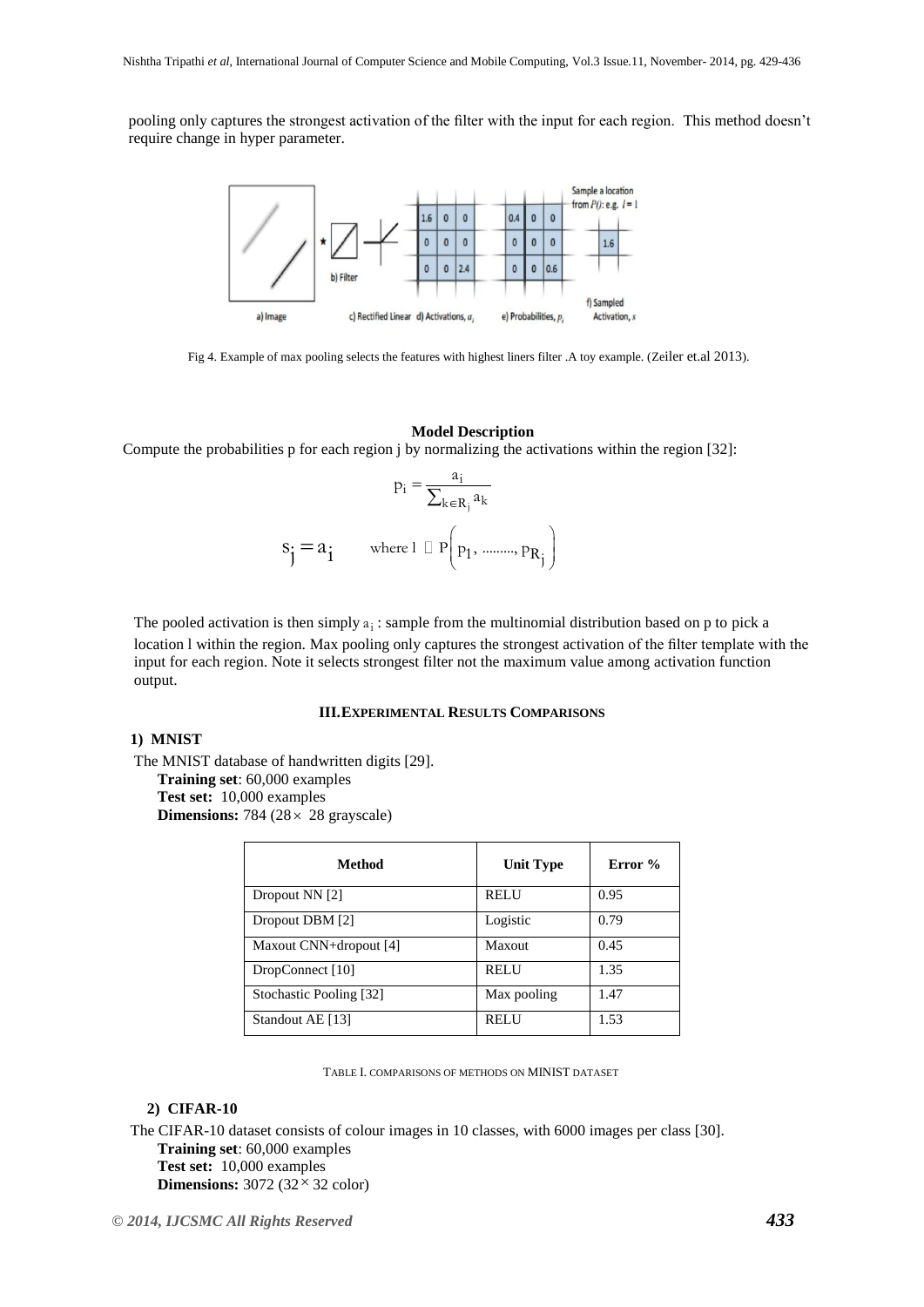pooling only captures the strongest activation of the filter with the input for each region. This method doesn't require change in hyper parameter.

Fig 4. Example of max pooling selects the features with highest liners filter .A toy example. (Zeiler et.al 2013).

**Model Description**

Compute the probabilities p for each region j by normalizing the activations within the region [32]:

$$p_i = \frac{a_i}{\sum_{k \in R_j} a_k}$$

$$s_j = a_i \qquad \text{where } l \sim P\left(p_1, \ldots\ldots, p_{R_j}\right)$$

The pooled activation is then simply $a_i$ : sample from the multinomial distribution based on p to pick a location l within the region. Max pooling only captures the strongest activation of the filter template with the input for each region. Note it selects strongest filter not the maximum value among activation function output.

## III. EXPERIMENTAL RESULTS COMPARISONS

### 1) MNIST

The MNIST database of handwritten digits [29].

**Training set**: 60,000 examples
**Test set:** 10,000 examples
**Dimensions:** 784 (28 × 28 grayscale)

| Method | Unit Type | Error % |
|---|---|---|
| Dropout NN [2] | RELU | 0.95 |
| Dropout DBM [2] | Logistic | 0.79 |
| Maxout CNN+dropout [4] | Maxout | 0.45 |
| DropConnect [10] | RELU | 1.35 |
| Stochastic Pooling [32] | Max pooling | 1.47 |
| Standout AE [13] | RELU | 1.53 |

TABLE I. COMPARISONS OF METHODS ON MINIST DATASET

### 2) CIFAR-10

The CIFAR-10 dataset consists of colour images in 10 classes, with 6000 images per class [30].

**Training set**: 60,000 examples
**Test set:** 10,000 examples
**Dimensions:** 3072 (32 × 32 color)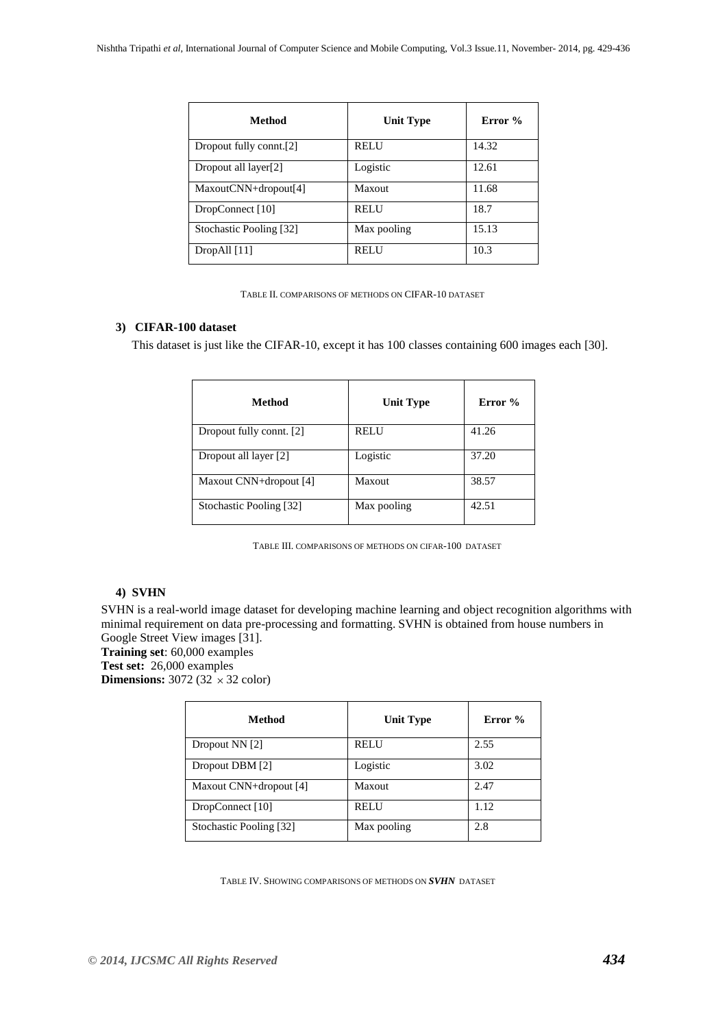| Method | Unit Type | Error % |
| --- | --- | --- |
| Dropout fully connt.[2] | RELU | 14.32 |
| Dropout all layer[2] | Logistic | 12.61 |
| MaxoutCNN+dropout[4] | Maxout | 11.68 |
| DropConnect [10] | RELU | 18.7 |
| Stochastic Pooling [32] | Max pooling | 15.13 |
| DropAll [11] | RELU | 10.3 |

TABLE II. COMPARISONS OF METHODS ON CIFAR-10 DATASET

### 3) CIFAR-100 dataset

This dataset is just like the CIFAR-10, except it has 100 classes containing 600 images each [30].

| Method | Unit Type | Error % |
| --- | --- | --- |
| Dropout fully connt. [2] | RELU | 41.26 |
| Dropout all layer [2] | Logistic | 37.20 |
| Maxout CNN+dropout [4] | Maxout | 38.57 |
| Stochastic Pooling [32] | Max pooling | 42.51 |

TABLE III. COMPARISONS OF METHODS ON CIFAR-100 DATASET

### 4) SVHN

SVHN is a real-world image dataset for developing machine learning and object recognition algorithms with minimal requirement on data pre-processing and formatting. SVHN is obtained from house numbers in Google Street View images [31].
**Training set**: 60,000 examples
**Test set:** 26,000 examples
**Dimensions:** 3072 ($32 \times 32$ color)

| Method | Unit Type | Error % |
| --- | --- | --- |
| Dropout NN [2] | RELU | 2.55 |
| Dropout DBM [2] | Logistic | 3.02 |
| Maxout CNN+dropout [4] | Maxout | 2.47 |
| DropConnect [10] | RELU | 1.12 |
| Stochastic Pooling [32] | Max pooling | 2.8 |

TABLE IV. SHOWING COMPARISONS OF METHODS ON ***SVHN*** DATASET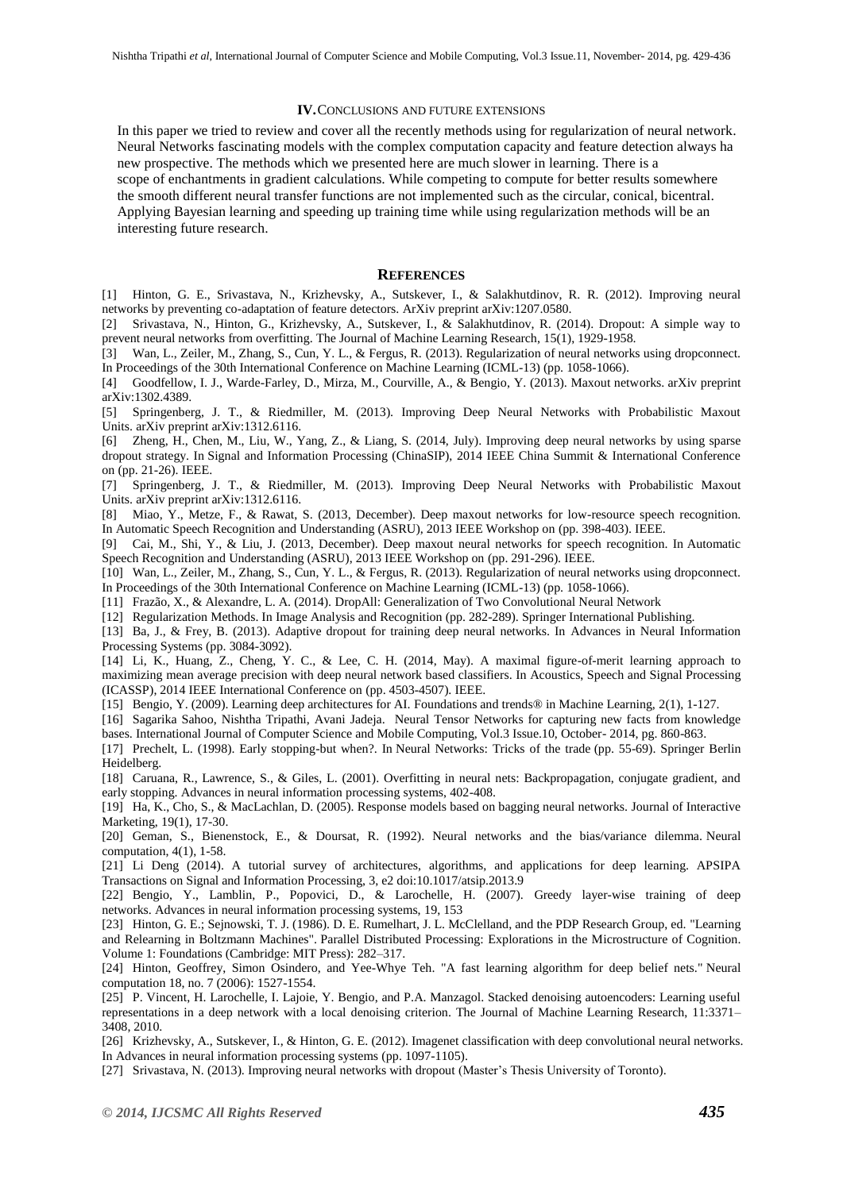## IV. CONCLUSIONS AND FUTURE EXTENSIONS

In this paper we tried to review and cover all the recently methods using for regularization of neural network. Neural Networks fascinating models with the complex computation capacity and feature detection always ha new prospective. The methods which we presented here are much slower in learning. There is a scope of enchantments in gradient calculations. While competing to compute for better results somewhere the smooth different neural transfer functions are not implemented such as the circular, conical, bicentral. Applying Bayesian learning and speeding up training time while using regularization methods will be an interesting future research.

## REFERENCES

[1] Hinton, G. E., Srivastava, N., Krizhevsky, A., Sutskever, I., & Salakhutdinov, R. R. (2012). Improving neural networks by preventing co-adaptation of feature detectors. ArXiv preprint arXiv:1207.0580.

[2] Srivastava, N., Hinton, G., Krizhevsky, A., Sutskever, I., & Salakhutdinov, R. (2014). Dropout: A simple way to prevent neural networks from overfitting. The Journal of Machine Learning Research, 15(1), 1929-1958.

[3] Wan, L., Zeiler, M., Zhang, S., Cun, Y. L., & Fergus, R. (2013). Regularization of neural networks using dropconnect. In Proceedings of the 30th International Conference on Machine Learning (ICML-13) (pp. 1058-1066).

[4] Goodfellow, I. J., Warde-Farley, D., Mirza, M., Courville, A., & Bengio, Y. (2013). Maxout networks. arXiv preprint arXiv:1302.4389.

[5] Springenberg, J. T., & Riedmiller, M. (2013). Improving Deep Neural Networks with Probabilistic Maxout Units. arXiv preprint arXiv:1312.6116.

[6] Zheng, H., Chen, M., Liu, W., Yang, Z., & Liang, S. (2014, July). Improving deep neural networks by using sparse dropout strategy. In Signal and Information Processing (ChinaSIP), 2014 IEEE China Summit & International Conference on (pp. 21-26). IEEE.

[7] Springenberg, J. T., & Riedmiller, M. (2013). Improving Deep Neural Networks with Probabilistic Maxout Units. arXiv preprint arXiv:1312.6116.

[8] Miao, Y., Metze, F., & Rawat, S. (2013, December). Deep maxout networks for low-resource speech recognition. In Automatic Speech Recognition and Understanding (ASRU), 2013 IEEE Workshop on (pp. 398-403). IEEE.

[9] Cai, M., Shi, Y., & Liu, J. (2013, December). Deep maxout neural networks for speech recognition. In Automatic Speech Recognition and Understanding (ASRU), 2013 IEEE Workshop on (pp. 291-296). IEEE.

[10] Wan, L., Zeiler, M., Zhang, S., Cun, Y. L., & Fergus, R. (2013). Regularization of neural networks using dropconnect. In Proceedings of the 30th International Conference on Machine Learning (ICML-13) (pp. 1058-1066).

[11] Frazão, X., & Alexandre, L. A. (2014). DropAll: Generalization of Two Convolutional Neural Network

[12] Regularization Methods. In Image Analysis and Recognition (pp. 282-289). Springer International Publishing.

[13] Ba, J., & Frey, B. (2013). Adaptive dropout for training deep neural networks. In Advances in Neural Information Processing Systems (pp. 3084-3092).

[14] Li, K., Huang, Z., Cheng, Y. C., & Lee, C. H. (2014, May). A maximal figure-of-merit learning approach to maximizing mean average precision with deep neural network based classifiers. In Acoustics, Speech and Signal Processing (ICASSP), 2014 IEEE International Conference on (pp. 4503-4507). IEEE.

[15] Bengio, Y. (2009). Learning deep architectures for AI. Foundations and trends® in Machine Learning, 2(1), 1-127.

[16] Sagarika Sahoo, Nishtha Tripathi, Avani Jadeja. Neural Tensor Networks for capturing new facts from knowledge bases. International Journal of Computer Science and Mobile Computing, Vol.3 Issue.10, October- 2014, pg. 860-863.

[17] Prechelt, L. (1998). Early stopping-but when?. In Neural Networks: Tricks of the trade (pp. 55-69). Springer Berlin Heidelberg.

[18] Caruana, R., Lawrence, S., & Giles, L. (2001). Overfitting in neural nets: Backpropagation, conjugate gradient, and early stopping. Advances in neural information processing systems, 402-408.

[19] Ha, K., Cho, S., & MacLachlan, D. (2005). Response models based on bagging neural networks. Journal of Interactive Marketing, 19(1), 17-30.

[20] Geman, S., Bienenstock, E., & Doursat, R. (1992). Neural networks and the bias/variance dilemma. Neural computation, 4(1), 1-58.

[21] Li Deng (2014). A tutorial survey of architectures, algorithms, and applications for deep learning. APSIPA Transactions on Signal and Information Processing, 3, e2 doi:10.1017/atsip.2013.9

[22] Bengio, Y., Lamblin, P., Popovici, D., & Larochelle, H. (2007). Greedy layer-wise training of deep networks. Advances in neural information processing systems, 19, 153

[23] Hinton, G. E.; Sejnowski, T. J. (1986). D. E. Rumelhart, J. L. McClelland, and the PDP Research Group, ed. "Learning and Relearning in Boltzmann Machines". Parallel Distributed Processing: Explorations in the Microstructure of Cognition. Volume 1: Foundations (Cambridge: MIT Press): 282–317.

[24] Hinton, Geoffrey, Simon Osindero, and Yee-Whye Teh. "A fast learning algorithm for deep belief nets." Neural computation 18, no. 7 (2006): 1527-1554.

[25] P. Vincent, H. Larochelle, I. Lajoie, Y. Bengio, and P.A. Manzagol. Stacked denoising autoencoders: Learning useful representations in a deep network with a local denoising criterion. The Journal of Machine Learning Research, 11:3371–3408, 2010.

[26] Krizhevsky, A., Sutskever, I., & Hinton, G. E. (2012). Imagenet classification with deep convolutional neural networks. In Advances in neural information processing systems (pp. 1097-1105).

[27] Srivastava, N. (2013). Improving neural networks with dropout (Master's Thesis University of Toronto).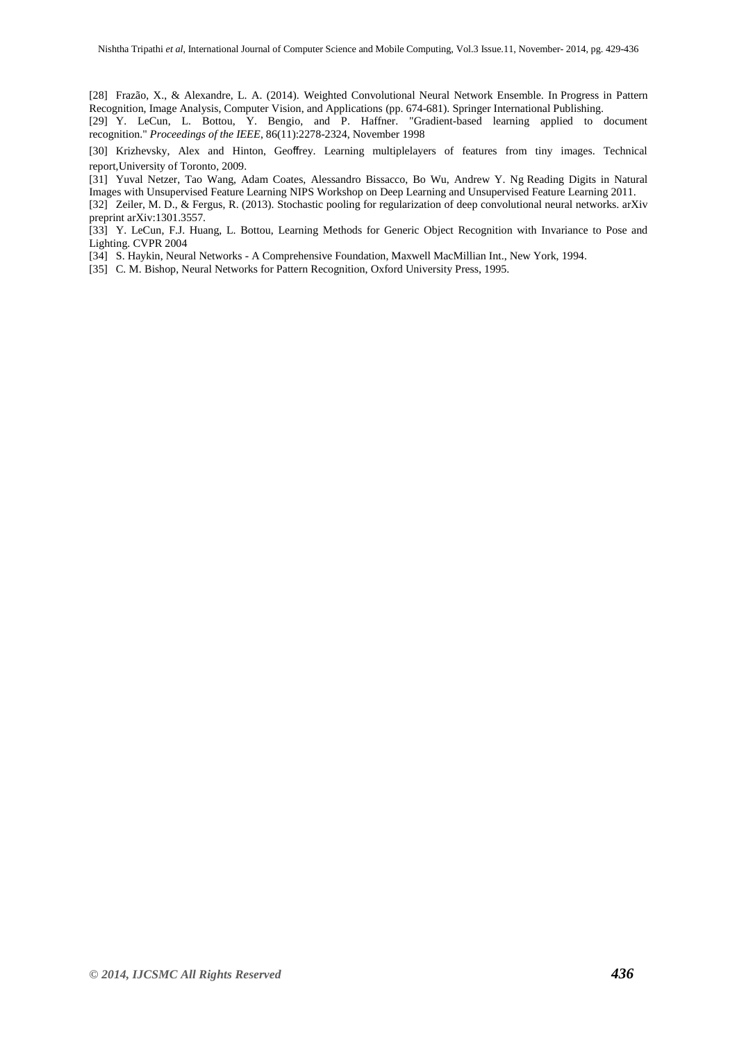[28] Frazão, X., & Alexandre, L. A. (2014). Weighted Convolutional Neural Network Ensemble. In Progress in Pattern Recognition, Image Analysis, Computer Vision, and Applications (pp. 674-681). Springer International Publishing.

[29] Y. LeCun, L. Bottou, Y. Bengio, and P. Haffner. "Gradient-based learning applied to document recognition." *Proceedings of the IEEE*, 86(11):2278-2324, November 1998

[30] Krizhevsky, Alex and Hinton, Geoffrey. Learning multiplelayers of features from tiny images. Technical report,University of Toronto, 2009.

[31] Yuval Netzer, Tao Wang, Adam Coates, Alessandro Bissacco, Bo Wu, Andrew Y. Ng Reading Digits in Natural Images with Unsupervised Feature Learning NIPS Workshop on Deep Learning and Unsupervised Feature Learning 2011.

[32] Zeiler, M. D., & Fergus, R. (2013). Stochastic pooling for regularization of deep convolutional neural networks. arXiv preprint arXiv:1301.3557.

[33] Y. LeCun, F.J. Huang, L. Bottou, Learning Methods for Generic Object Recognition with Invariance to Pose and Lighting. CVPR 2004

[34] S. Haykin, Neural Networks - A Comprehensive Foundation, Maxwell MacMillian Int., New York, 1994.

[35] C. M. Bishop, Neural Networks for Pattern Recognition, Oxford University Press, 1995.